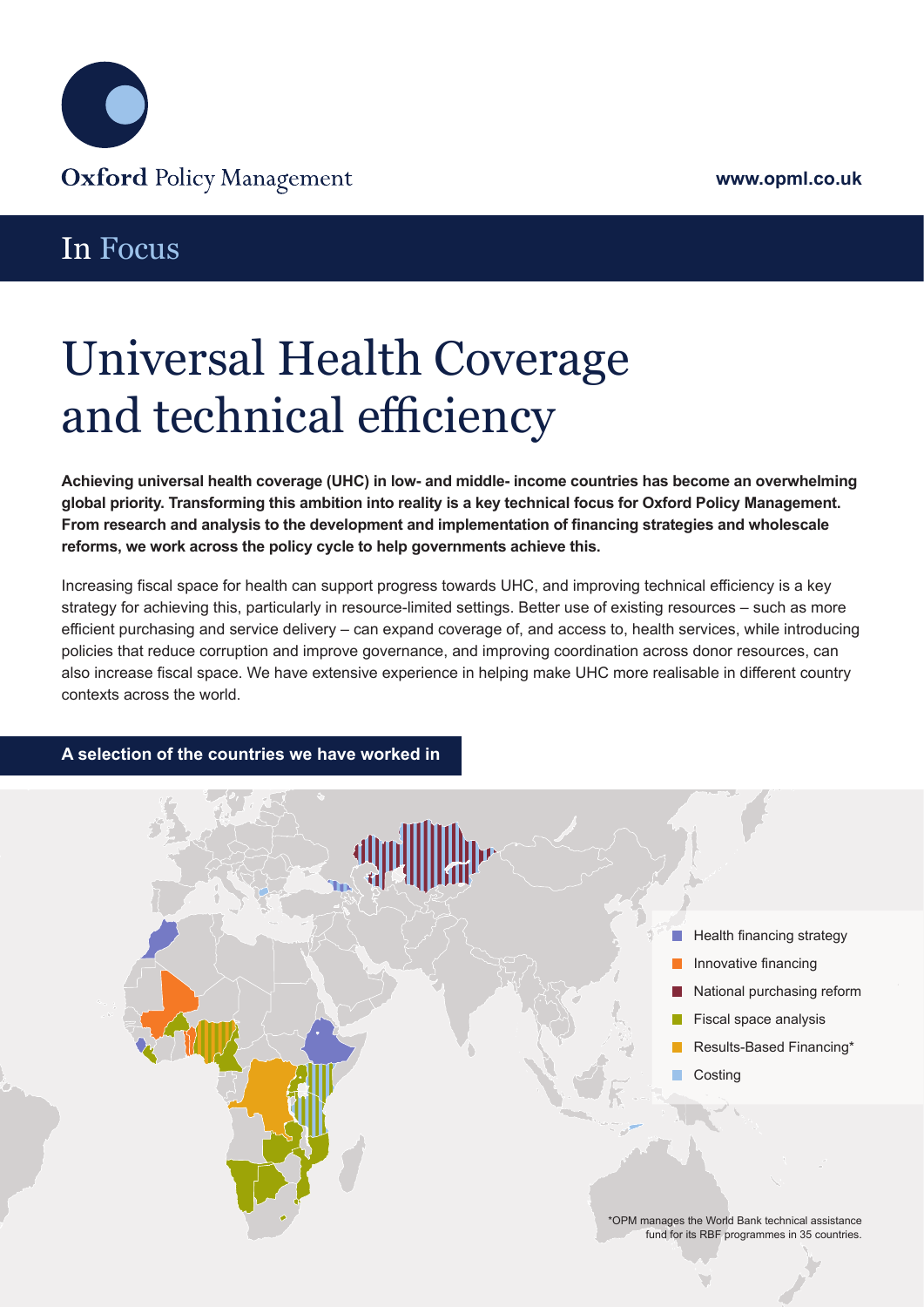Oxford Policy Management

www.opml.co.uk

In Focus

# Universal Health Coverage and technical efficiency

**Achieving universal health coverage (UHC) in low- and middle- income countries has become an overwhelming global priority. Transforming this ambition into reality is a key technical focus for Oxford Policy Management. From research and analysis to the development and implementation of financing strategies and wholesale reforms, we work across the policy cycle to help governments achieve this.**

Increasing fiscal space for health can support progress towards UHC, and improving technical efficiency is a key strategy for achieving this, particularly in resource-limited settings. Better use of existing resources – such as more efficient purchasing and service delivery – can expand coverage of, and access to, health services, while introducing policies that reduce corruption and improve governance, and improving coordination across donor resources, can also increase fiscal space. We have extensive experience in helping make UHC more realisable in different country contexts across the world.

## A selection of the countries we have worked in

- Health financing strategy
- Innovative financing
- National purchasing reform
- Fiscal space analysis
- Results-Based Financing*
- Costing

*OPM manages the World Bank technical assistance fund for its RBF programmes in 35 countries.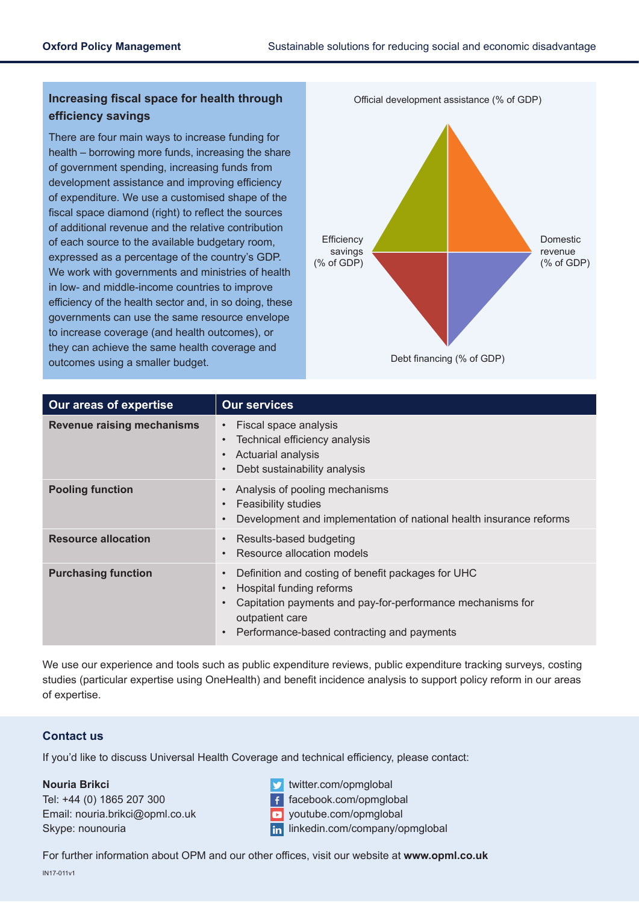## Increasing fiscal space for health through efficiency savings

There are four main ways to increase funding for health – borrowing more funds, increasing the share of government spending, increasing funds from development assistance and improving efficiency of expenditure. We use a customised shape of the fiscal space diamond (right) to reflect the sources of additional revenue and the relative contribution of each source to the available budgetary room, expressed as a percentage of the country's GDP. We work with governments and ministries of health in low- and middle-income countries to improve efficiency of the health sector and, in so doing, these governments can use the same resource envelope to increase coverage (and health outcomes), or they can achieve the same health coverage and outcomes using a smaller budget.

Official development assistance (% of GDP)

Efficiency savings (% of GDP)

Domestic revenue (% of GDP)

Debt financing (% of GDP)

| Our areas of expertise | Our services |
|---|---|
| **Revenue raising mechanisms** | • Fiscal space analysis<br>• Technical efficiency analysis<br>• Actuarial analysis<br>• Debt sustainability analysis |
| **Pooling function** | • Analysis of pooling mechanisms<br>• Feasibility studies<br>• Development and implementation of national health insurance reforms |
| **Resource allocation** | • Results-based budgeting<br>• Resource allocation models |
| **Purchasing function** | • Definition and costing of benefit packages for UHC<br>• Hospital funding reforms<br>• Capitation payments and pay-for-performance mechanisms for outpatient care<br>• Performance-based contracting and payments |

We use our experience and tools such as public expenditure reviews, public expenditure tracking surveys, costing studies (particular expertise using OneHealth) and benefit incidence analysis to support policy reform in our areas of expertise.

### Contact us

If you'd like to discuss Universal Health Coverage and technical efficiency, please contact:

**Nouria Brikci**
Tel: +44 (0) 1865 207 300
Email: nouria.brikci@opml.co.uk
Skype: nounouria

twitter.com/opmglobal
facebook.com/opmglobal
youtube.com/opmglobal
linkedin.com/company/opmglobal

For further information about OPM and our other offices, visit our website at **www.opml.co.uk**

IN17-011v1